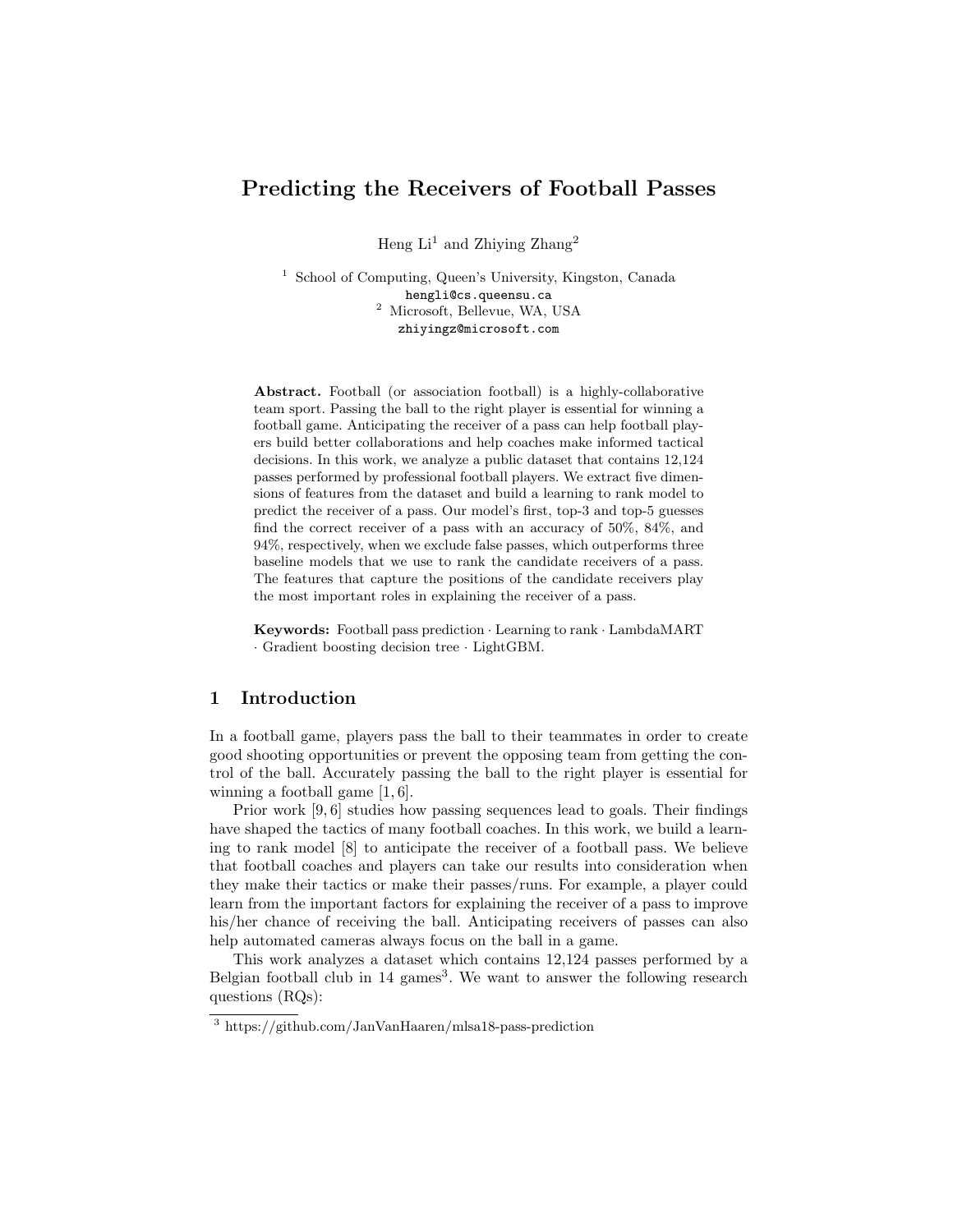# Predicting the Receivers of Football Passes

Heng Li[1] and Zhiying Zhang[2]

[1] School of Computing, Queen's University, Kingston, Canada
hengli@cs.queensu.ca
[2] Microsoft, Bellevue, WA, USA
zhiyingz@microsoft.com

**Abstract.** Football (or association football) is a highly-collaborative team sport. Passing the ball to the right player is essential for winning a football game. Anticipating the receiver of a pass can help football players build better collaborations and help coaches make informed tactical decisions. In this work, we analyze a public dataset that contains 12,124 passes performed by professional football players. We extract five dimensions of features from the dataset and build a learning to rank model to predict the receiver of a pass. Our model's first, top-3 and top-5 guesses find the correct receiver of a pass with an accuracy of 50%, 84%, and 94%, respectively, when we exclude false passes, which outperforms three baseline models that we use to rank the candidate receivers of a pass. The features that capture the positions of the candidate receivers play the most important roles in explaining the receiver of a pass.

**Keywords:** Football pass prediction · Learning to rank · LambdaMART · Gradient boosting decision tree · LightGBM.

## 1 Introduction

In a football game, players pass the ball to their teammates in order to create good shooting opportunities or prevent the opposing team from getting the control of the ball. Accurately passing the ball to the right player is essential for winning a football game [1, 6].

Prior work [9, 6] studies how passing sequences lead to goals. Their findings have shaped the tactics of many football coaches. In this work, we build a learning to rank model [8] to anticipate the receiver of a football pass. We believe that football coaches and players can take our results into consideration when they make their tactics or make their passes/runs. For example, a player could learn from the important factors for explaining the receiver of a pass to improve his/her chance of receiving the ball. Anticipating receivers of passes can also help automated cameras always focus on the ball in a game.

This work analyzes a dataset which contains 12,124 passes performed by a Belgian football club in 14 games[3]. We want to answer the following research questions (RQs):

[3] https://github.com/JanVanHaaren/mlsa18-pass-prediction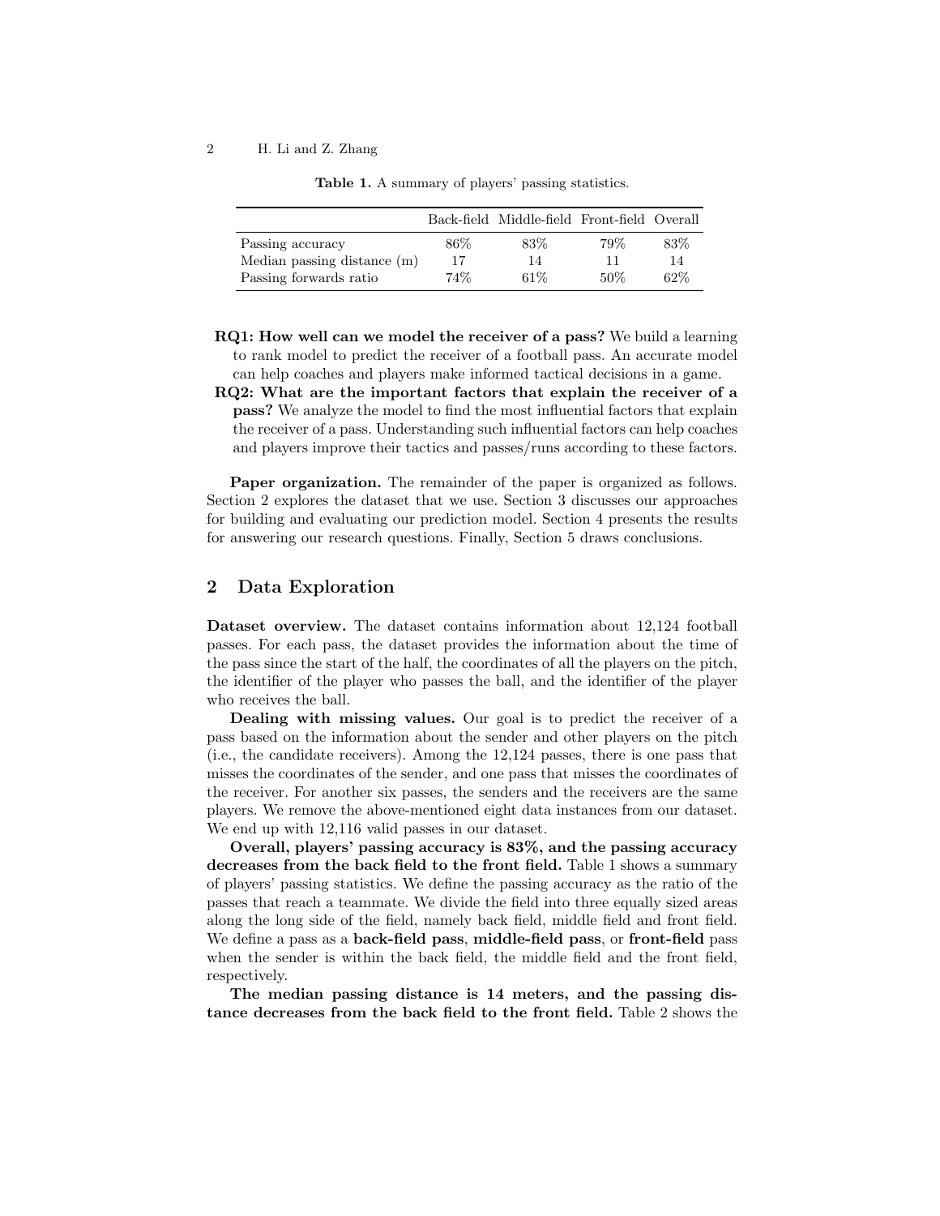**Table 1.** A summary of players' passing statistics.

| | Back-field | Middle-field | Front-field | Overall |
|---|---|---|---|---|
| Passing accuracy | 86% | 83% | 79% | 83% |
| Median passing distance (m) | 17 | 14 | 11 | 14 |
| Passing forwards ratio | 74% | 61% | 50% | 62% |

- **RQ1: How well can we model the receiver of a pass?** We build a learning to rank model to predict the receiver of a football pass. An accurate model can help coaches and players make informed tactical decisions in a game.
- **RQ2: What are the important factors that explain the receiver of a pass?** We analyze the model to find the most influential factors that explain the receiver of a pass. Understanding such influential factors can help coaches and players improve their tactics and passes/runs according to these factors.

**Paper organization.** The remainder of the paper is organized as follows. Section 2 explores the dataset that we use. Section 3 discusses our approaches for building and evaluating our prediction model. Section 4 presents the results for answering our research questions. Finally, Section 5 draws conclusions.

## 2 Data Exploration

**Dataset overview.** The dataset contains information about 12,124 football passes. For each pass, the dataset provides the information about the time of the pass since the start of the half, the coordinates of all the players on the pitch, the identifier of the player who passes the ball, and the identifier of the player who receives the ball.

**Dealing with missing values.** Our goal is to predict the receiver of a pass based on the information about the sender and other players on the pitch (i.e., the candidate receivers). Among the 12,124 passes, there is one pass that misses the coordinates of the sender, and one pass that misses the coordinates of the receiver. For another six passes, the senders and the receivers are the same players. We remove the above-mentioned eight data instances from our dataset. We end up with 12,116 valid passes in our dataset.

**Overall, players' passing accuracy is 83%, and the passing accuracy decreases from the back field to the front field.** Table 1 shows a summary of players' passing statistics. We define the passing accuracy as the ratio of the passes that reach a teammate. We divide the field into three equally sized areas along the long side of the field, namely back field, middle field and front field. We define a pass as a **back-field pass**, **middle-field pass**, or **front-field** pass when the sender is within the back field, the middle field and the front field, respectively.

**The median passing distance is 14 meters, and the passing distance decreases from the back field to the front field.** Table 2 shows the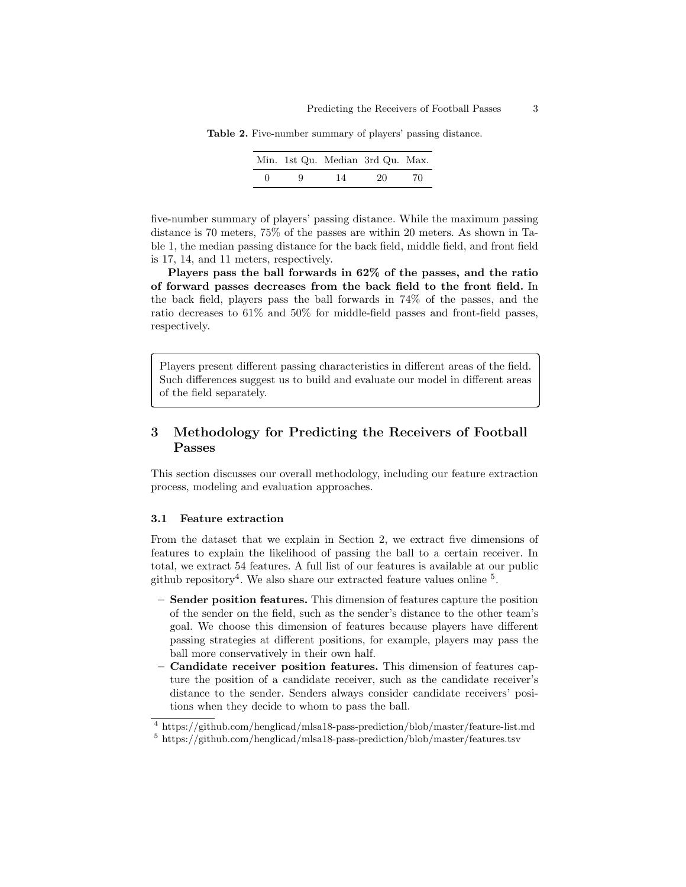**Table 2.** Five-number summary of players' passing distance.

| Min. | 1st Qu. | Median | 3rd Qu. | Max. |
|---|---|---|---|---|
| 0 | 9 | 14 | 20 | 70 |

five-number summary of players' passing distance. While the maximum passing distance is 70 meters, 75% of the passes are within 20 meters. As shown in Table 1, the median passing distance for the back field, middle field, and front field is 17, 14, and 11 meters, respectively.

**Players pass the ball forwards in 62% of the passes, and the ratio of forward passes decreases from the back field to the front field.** In the back field, players pass the ball forwards in 74% of the passes, and the ratio decreases to 61% and 50% for middle-field passes and front-field passes, respectively.

> Players present different passing characteristics in different areas of the field. Such differences suggest us to build and evaluate our model in different areas of the field separately.

## 3 Methodology for Predicting the Receivers of Football Passes

This section discusses our overall methodology, including our feature extraction process, modeling and evaluation approaches.

### 3.1 Feature extraction

From the dataset that we explain in Section 2, we extract five dimensions of features to explain the likelihood of passing the ball to a certain receiver. In total, we extract 54 features. A full list of our features is available at our public github repository[4]. We also share our extracted feature values online [5].

- **Sender position features.** This dimension of features capture the position of the sender on the field, such as the sender's distance to the other team's goal. We choose this dimension of features because players have different passing strategies at different positions, for example, players may pass the ball more conservatively in their own half.
- **Candidate receiver position features.** This dimension of features capture the position of a candidate receiver, such as the candidate receiver's distance to the sender. Senders always consider candidate receivers' positions when they decide to whom to pass the ball.

[4] https://github.com/henglicad/mlsa18-pass-prediction/blob/master/feature-list.md

[5] https://github.com/henglicad/mlsa18-pass-prediction/blob/master/features.tsv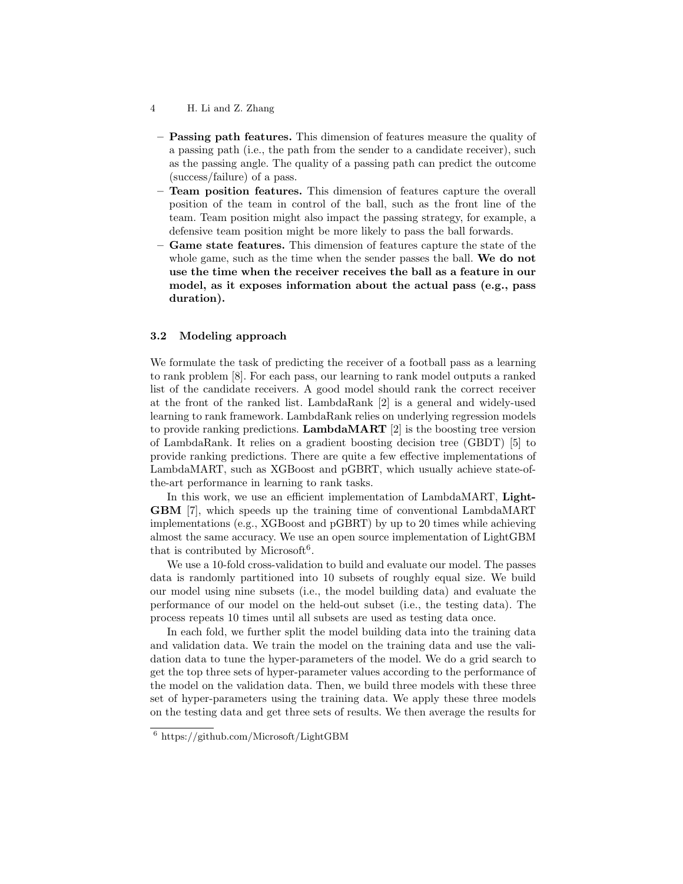- **Passing path features.** This dimension of features measure the quality of a passing path (i.e., the path from the sender to a candidate receiver), such as the passing angle. The quality of a passing path can predict the outcome (success/failure) of a pass.
- **Team position features.** This dimension of features capture the overall position of the team in control of the ball, such as the front line of the team. Team position might also impact the passing strategy, for example, a defensive team position might be more likely to pass the ball forwards.
- **Game state features.** This dimension of features capture the state of the whole game, such as the time when the sender passes the ball. **We do not use the time when the receiver receives the ball as a feature in our model, as it exposes information about the actual pass (e.g., pass duration).**

### 3.2 Modeling approach

We formulate the task of predicting the receiver of a football pass as a learning to rank problem [8]. For each pass, our learning to rank model outputs a ranked list of the candidate receivers. A good model should rank the correct receiver at the front of the ranked list. LambdaRank [2] is a general and widely-used learning to rank framework. LambdaRank relies on underlying regression models to provide ranking predictions. **LambdaMART** [2] is the boosting tree version of LambdaRank. It relies on a gradient boosting decision tree (GBDT) [5] to provide ranking predictions. There are quite a few effective implementations of LambdaMART, such as XGBoost and pGBRT, which usually achieve state-of-the-art performance in learning to rank tasks.

In this work, we use an efficient implementation of LambdaMART, **LightGBM** [7], which speeds up the training time of conventional LambdaMART implementations (e.g., XGBoost and pGBRT) by up to 20 times while achieving almost the same accuracy. We use an open source implementation of LightGBM that is contributed by Microsoft[6].

We use a 10-fold cross-validation to build and evaluate our model. The passes data is randomly partitioned into 10 subsets of roughly equal size. We build our model using nine subsets (i.e., the model building data) and evaluate the performance of our model on the held-out subset (i.e., the testing data). The process repeats 10 times until all subsets are used as testing data once.

In each fold, we further split the model building data into the training data and validation data. We train the model on the training data and use the validation data to tune the hyper-parameters of the model. We do a grid search to get the top three sets of hyper-parameter values according to the performance of the model on the validation data. Then, we build three models with these three set of hyper-parameters using the training data. We apply these three models on the testing data and get three sets of results. We then average the results for

[6] https://github.com/Microsoft/LightGBM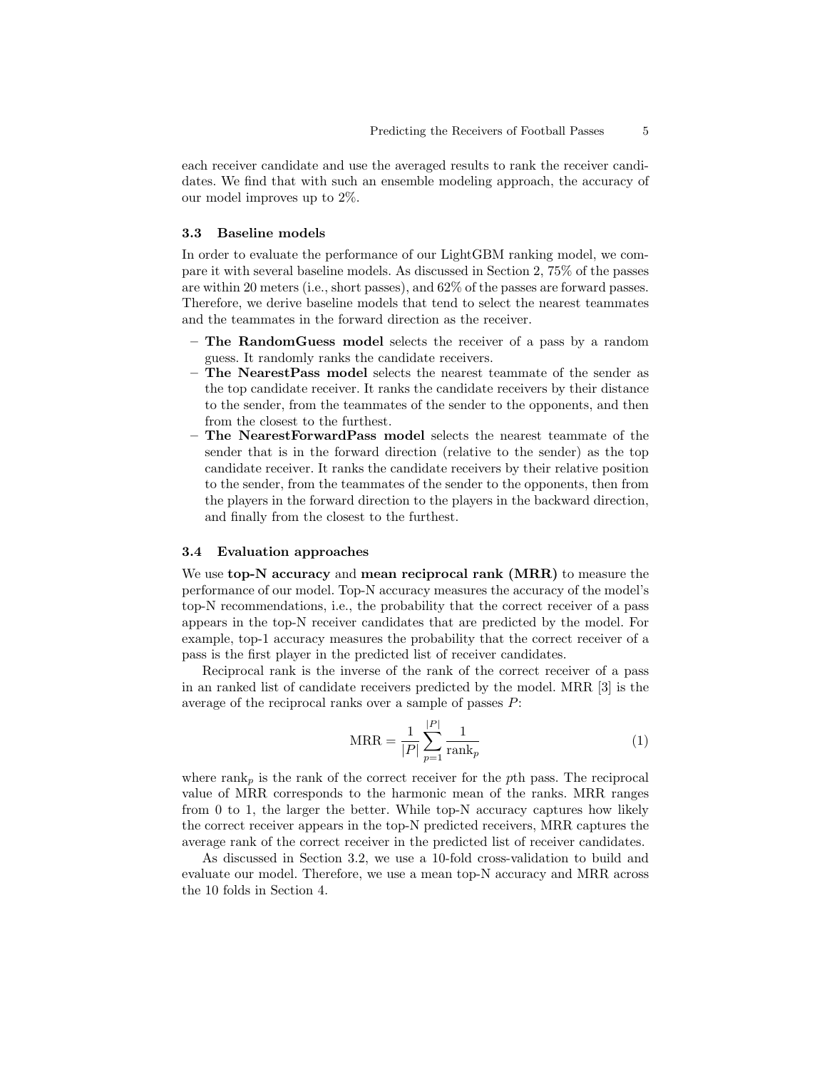each receiver candidate and use the averaged results to rank the receiver candidates. We find that with such an ensemble modeling approach, the accuracy of our model improves up to 2%.

### 3.3 Baseline models

In order to evaluate the performance of our LightGBM ranking model, we compare it with several baseline models. As discussed in Section 2, 75% of the passes are within 20 meters (i.e., short passes), and 62% of the passes are forward passes. Therefore, we derive baseline models that tend to select the nearest teammates and the teammates in the forward direction as the receiver.

- **The RandomGuess model** selects the receiver of a pass by a random guess. It randomly ranks the candidate receivers.
- **The NearestPass model** selects the nearest teammate of the sender as the top candidate receiver. It ranks the candidate receivers by their distance to the sender, from the teammates of the sender to the opponents, and then from the closest to the furthest.
- **The NearestForwardPass model** selects the nearest teammate of the sender that is in the forward direction (relative to the sender) as the top candidate receiver. It ranks the candidate receivers by their relative position to the sender, from the teammates of the sender to the opponents, then from the players in the forward direction to the players in the backward direction, and finally from the closest to the furthest.

### 3.4 Evaluation approaches

We use **top-N accuracy** and **mean reciprocal rank (MRR)** to measure the performance of our model. Top-N accuracy measures the accuracy of the model's top-N recommendations, i.e., the probability that the correct receiver of a pass appears in the top-N receiver candidates that are predicted by the model. For example, top-1 accuracy measures the probability that the correct receiver of a pass is the first player in the predicted list of receiver candidates.

Reciprocal rank is the inverse of the rank of the correct receiver of a pass in an ranked list of candidate receivers predicted by the model. MRR [3] is the average of the reciprocal ranks over a sample of passes $P$:

$$\text{MRR} = \frac{1}{|P|} \sum_{p=1}^{|P|} \frac{1}{\text{rank}_p} \tag{1}$$

where $\text{rank}_p$ is the rank of the correct receiver for the $p$th pass. The reciprocal value of MRR corresponds to the harmonic mean of the ranks. MRR ranges from 0 to 1, the larger the better. While top-N accuracy captures how likely the correct receiver appears in the top-N predicted receivers, MRR captures the average rank of the correct receiver in the predicted list of receiver candidates.

As discussed in Section 3.2, we use a 10-fold cross-validation to build and evaluate our model. Therefore, we use a mean top-N accuracy and MRR across the 10 folds in Section 4.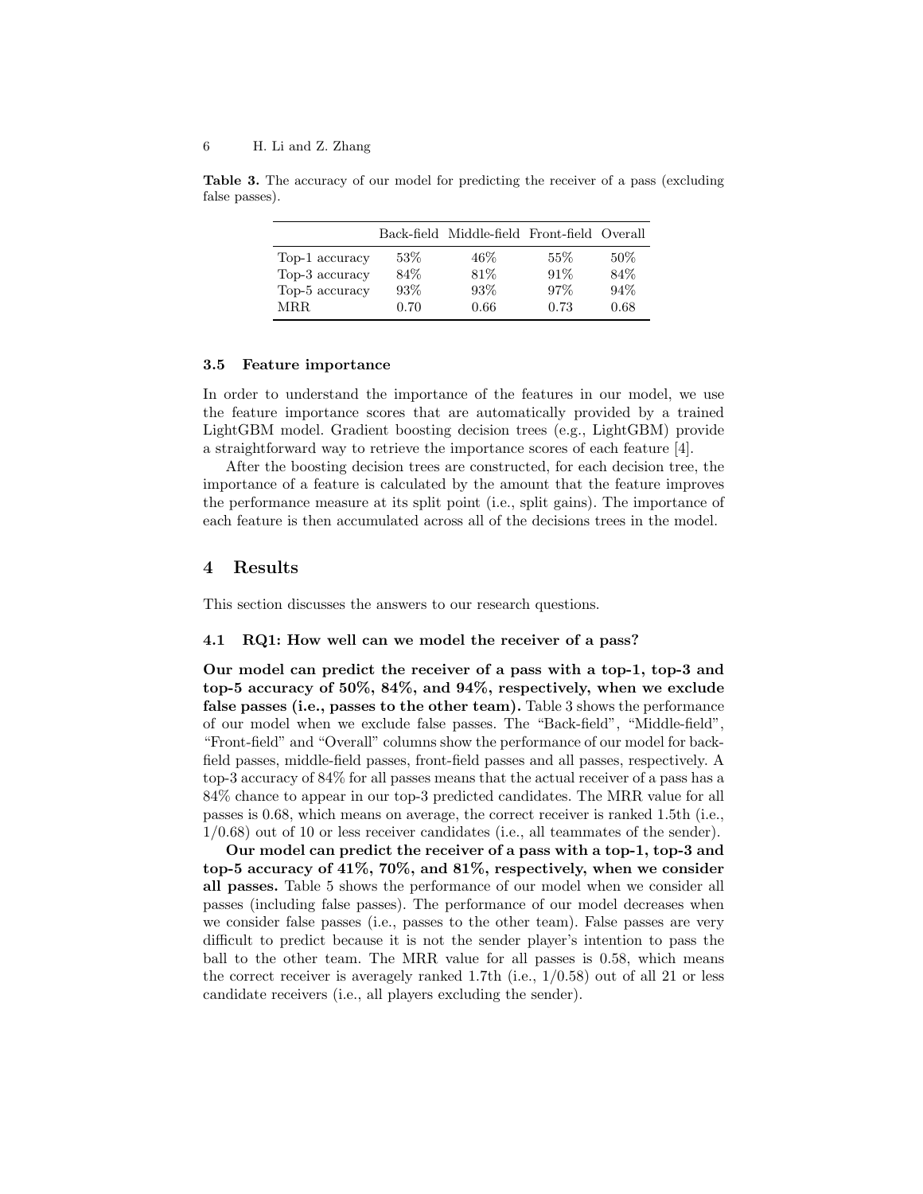**Table 3.** The accuracy of our model for predicting the receiver of a pass (excluding false passes).

| | Back-field | Middle-field | Front-field | Overall |
|---|---|---|---|---|
| Top-1 accuracy | 53% | 46% | 55% | 50% |
| Top-3 accuracy | 84% | 81% | 91% | 84% |
| Top-5 accuracy | 93% | 93% | 97% | 94% |
| MRR | 0.70 | 0.66 | 0.73 | 0.68 |

### 3.5 Feature importance

In order to understand the importance of the features in our model, we use the feature importance scores that are automatically provided by a trained LightGBM model. Gradient boosting decision trees (e.g., LightGBM) provide a straightforward way to retrieve the importance scores of each feature [4].

After the boosting decision trees are constructed, for each decision tree, the importance of a feature is calculated by the amount that the feature improves the performance measure at its split point (i.e., split gains). The importance of each feature is then accumulated across all of the decisions trees in the model.

## 4 Results

This section discusses the answers to our research questions.

### 4.1 RQ1: How well can we model the receiver of a pass?

**Our model can predict the receiver of a pass with a top-1, top-3 and top-5 accuracy of 50%, 84%, and 94%, respectively, when we exclude false passes (i.e., passes to the other team).** Table 3 shows the performance of our model when we exclude false passes. The "Back-field", "Middle-field", "Front-field" and "Overall" columns show the performance of our model for back-field passes, middle-field passes, front-field passes and all passes, respectively. A top-3 accuracy of 84% for all passes means that the actual receiver of a pass has a 84% chance to appear in our top-3 predicted candidates. The MRR value for all passes is 0.68, which means on average, the correct receiver is ranked 1.5th (i.e., 1/0.68) out of 10 or less receiver candidates (i.e., all teammates of the sender).

**Our model can predict the receiver of a pass with a top-1, top-3 and top-5 accuracy of 41%, 70%, and 81%, respectively, when we consider all passes.** Table 5 shows the performance of our model when we consider all passes (including false passes). The performance of our model decreases when we consider false passes (i.e., passes to the other team). False passes are very difficult to predict because it is not the sender player's intention to pass the ball to the other team. The MRR value for all passes is 0.58, which means the correct receiver is averagely ranked 1.7th (i.e., 1/0.58) out of all 21 or less candidate receivers (i.e., all players excluding the sender).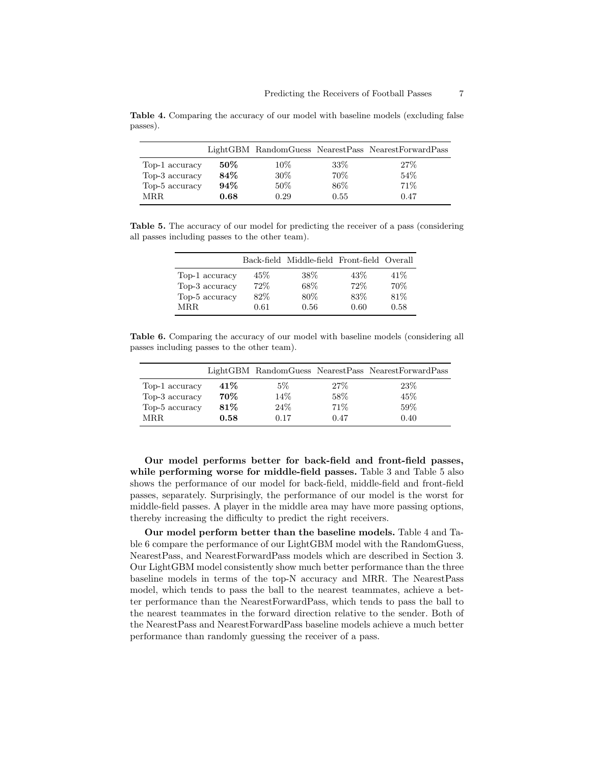**Table 4.** Comparing the accuracy of our model with baseline models (excluding false passes).

| | LightGBM | RandomGuess | NearestPass | NearestForwardPass |
|---|---|---|---|---|
| Top-1 accuracy | **50%** | 10% | 33% | 27% |
| Top-3 accuracy | **84%** | 30% | 70% | 54% |
| Top-5 accuracy | **94%** | 50% | 86% | 71% |
| MRR | **0.68** | 0.29 | 0.55 | 0.47 |

**Table 5.** The accuracy of our model for predicting the receiver of a pass (considering all passes including passes to the other team).

| | Back-field | Middle-field | Front-field | Overall |
|---|---|---|---|---|
| Top-1 accuracy | 45% | 38% | 43% | 41% |
| Top-3 accuracy | 72% | 68% | 72% | 70% |
| Top-5 accuracy | 82% | 80% | 83% | 81% |
| MRR | 0.61 | 0.56 | 0.60 | 0.58 |

**Table 6.** Comparing the accuracy of our model with baseline models (considering all passes including passes to the other team).

| | LightGBM | RandomGuess | NearestPass | NearestForwardPass |
|---|---|---|---|---|
| Top-1 accuracy | **41%** | 5% | 27% | 23% |
| Top-3 accuracy | **70%** | 14% | 58% | 45% |
| Top-5 accuracy | **81%** | 24% | 71% | 59% |
| MRR | **0.58** | 0.17 | 0.47 | 0.40 |

**Our model performs better for back-field and front-field passes, while performing worse for middle-field passes.** Table 3 and Table 5 also shows the performance of our model for back-field, middle-field and front-field passes, separately. Surprisingly, the performance of our model is the worst for middle-field passes. A player in the middle area may have more passing options, thereby increasing the difficulty to predict the right receivers.

**Our model perform better than the baseline models.** Table 4 and Table 6 compare the performance of our LightGBM model with the RandomGuess, NearestPass, and NearestForwardPass models which are described in Section 3. Our LightGBM model consistently show much better performance than the three baseline models in terms of the top-N accuracy and MRR. The NearestPass model, which tends to pass the ball to the nearest teammates, achieve a better performance than the NearestForwardPass, which tends to pass the ball to the nearest teammates in the forward direction relative to the sender. Both of the NearestPass and NearestForwardPass baseline models achieve a much better performance than randomly guessing the receiver of a pass.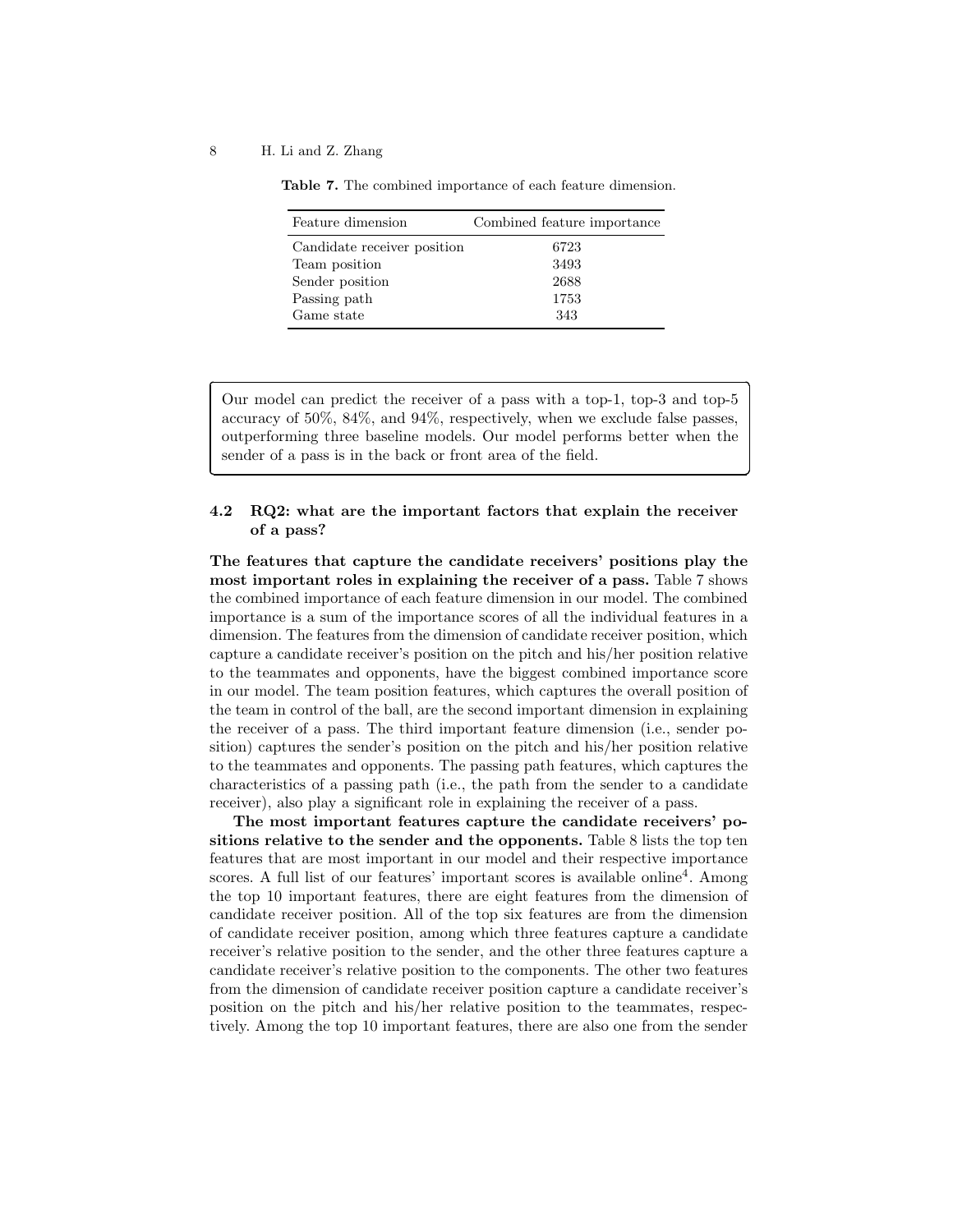**Table 7.** The combined importance of each feature dimension.

| Feature dimension | Combined feature importance |
|---|---|
| Candidate receiver position | 6723 |
| Team position | 3493 |
| Sender position | 2688 |
| Passing path | 1753 |
| Game state | 343 |

> Our model can predict the receiver of a pass with a top-1, top-3 and top-5 accuracy of 50%, 84%, and 94%, respectively, when we exclude false passes, outperforming three baseline models. Our model performs better when the sender of a pass is in the back or front area of the field.

### 4.2 RQ2: what are the important factors that explain the receiver of a pass?

**The features that capture the candidate receivers' positions play the most important roles in explaining the receiver of a pass.** Table 7 shows the combined importance of each feature dimension in our model. The combined importance is a sum of the importance scores of all the individual features in a dimension. The features from the dimension of candidate receiver position, which capture a candidate receiver's position on the pitch and his/her position relative to the teammates and opponents, have the biggest combined importance score in our model. The team position features, which captures the overall position of the team in control of the ball, are the second important dimension in explaining the receiver of a pass. The third important feature dimension (i.e., sender position) captures the sender's position on the pitch and his/her position relative to the teammates and opponents. The passing path features, which captures the characteristics of a passing path (i.e., the path from the sender to a candidate receiver), also play a significant role in explaining the receiver of a pass.

**The most important features capture the candidate receivers' positions relative to the sender and the opponents.** Table 8 lists the top ten features that are most important in our model and their respective importance scores. A full list of our features' important scores is available online[4]. Among the top 10 important features, there are eight features from the dimension of candidate receiver position. All of the top six features are from the dimension of candidate receiver position, among which three features capture a candidate receiver's relative position to the sender, and the other three features capture a candidate receiver's relative position to the components. The other two features from the dimension of candidate receiver position capture a candidate receiver's position on the pitch and his/her relative position to the teammates, respectively. Among the top 10 important features, there are also one from the sender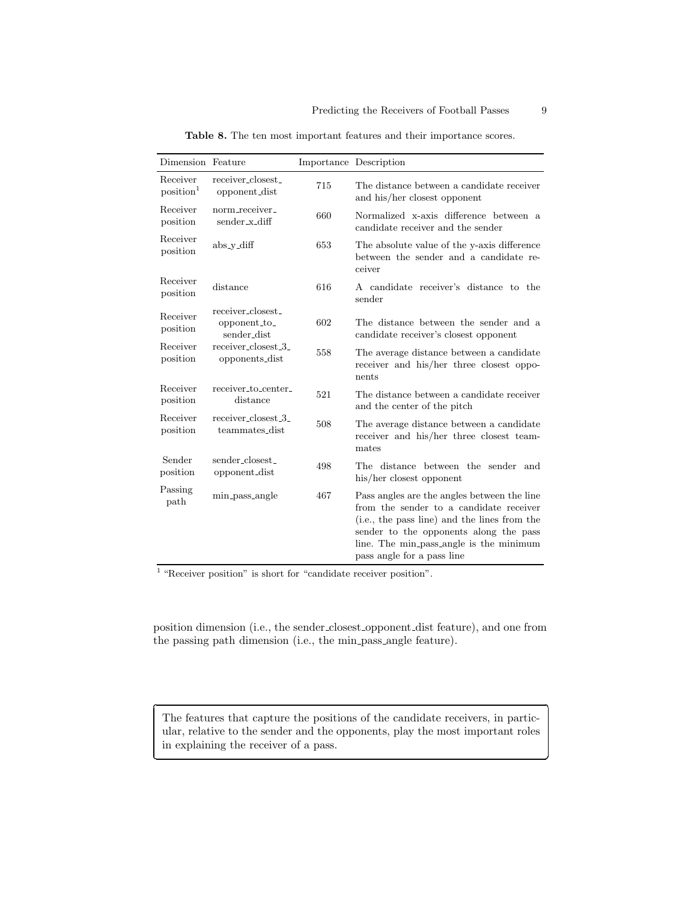**Table 8.** The ten most important features and their importance scores.

| Dimension | Feature | Importance | Description |
|---|---|---|---|
| Receiver position[1] | receiver_closest_opponent_dist | 715 | The distance between a candidate receiver and his/her closest opponent |
| Receiver position | norm_receiver_sender_x_diff | 660 | Normalized x-axis difference between a candidate receiver and the sender |
| Receiver position | abs_y_diff | 653 | The absolute value of the y-axis difference between the sender and a candidate receiver |
| Receiver position | distance | 616 | A candidate receiver's distance to the sender |
| Receiver position | receiver_closest_opponent_to_sender_dist | 602 | The distance between the sender and a candidate receiver's closest opponent |
| Receiver position | receiver_closest_3_opponents_dist | 558 | The average distance between a candidate receiver and his/her three closest opponents |
| Receiver position | receiver_to_center_distance | 521 | The distance between a candidate receiver and the center of the pitch |
| Receiver position | receiver_closest_3_teammates_dist | 508 | The average distance between a candidate receiver and his/her three closest teammates |
| Sender position | sender_closest_opponent_dist | 498 | The distance between the sender and his/her closest opponent |
| Passing path | min_pass_angle | 467 | Pass angles are the angles between the line from the sender to a candidate receiver (i.e., the pass line) and the lines from the sender to the opponents along the pass line. The min_pass_angle is the minimum pass angle for a pass line |

[1] "Receiver position" is short for "candidate receiver position".

position dimension (i.e., the sender_closest_opponent_dist feature), and one from the passing path dimension (i.e., the min_pass_angle feature).

> The features that capture the positions of the candidate receivers, in particular, relative to the sender and the opponents, play the most important roles in explaining the receiver of a pass.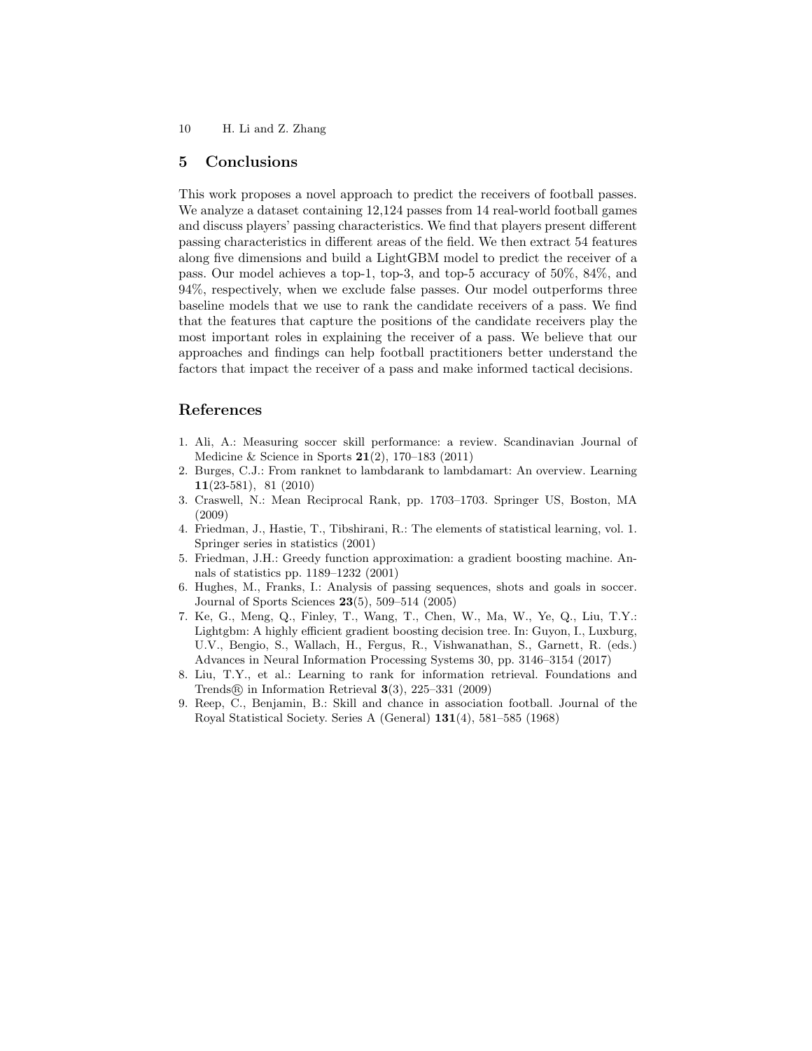## 5 Conclusions

This work proposes a novel approach to predict the receivers of football passes. We analyze a dataset containing 12,124 passes from 14 real-world football games and discuss players' passing characteristics. We find that players present different passing characteristics in different areas of the field. We then extract 54 features along five dimensions and build a LightGBM model to predict the receiver of a pass. Our model achieves a top-1, top-3, and top-5 accuracy of 50%, 84%, and 94%, respectively, when we exclude false passes. Our model outperforms three baseline models that we use to rank the candidate receivers of a pass. We find that the features that capture the positions of the candidate receivers play the most important roles in explaining the receiver of a pass. We believe that our approaches and findings can help football practitioners better understand the factors that impact the receiver of a pass and make informed tactical decisions.

## References

1. Ali, A.: Measuring soccer skill performance: a review. Scandinavian Journal of Medicine & Science in Sports **21**(2), 170–183 (2011)
2. Burges, C.J.: From ranknet to lambdarank to lambdamart: An overview. Learning **11**(23-581), 81 (2010)
3. Craswell, N.: Mean Reciprocal Rank, pp. 1703–1703. Springer US, Boston, MA (2009)
4. Friedman, J., Hastie, T., Tibshirani, R.: The elements of statistical learning, vol. 1. Springer series in statistics (2001)
5. Friedman, J.H.: Greedy function approximation: a gradient boosting machine. Annals of statistics pp. 1189–1232 (2001)
6. Hughes, M., Franks, I.: Analysis of passing sequences, shots and goals in soccer. Journal of Sports Sciences **23**(5), 509–514 (2005)
7. Ke, G., Meng, Q., Finley, T., Wang, T., Chen, W., Ma, W., Ye, Q., Liu, T.Y.: Lightgbm: A highly efficient gradient boosting decision tree. In: Guyon, I., Luxburg, U.V., Bengio, S., Wallach, H., Fergus, R., Vishwanathan, S., Garnett, R. (eds.) Advances in Neural Information Processing Systems 30, pp. 3146–3154 (2017)
8. Liu, T.Y., et al.: Learning to rank for information retrieval. Foundations and Trends® in Information Retrieval **3**(3), 225–331 (2009)
9. Reep, C., Benjamin, B.: Skill and chance in association football. Journal of the Royal Statistical Society. Series A (General) **131**(4), 581–585 (1968)